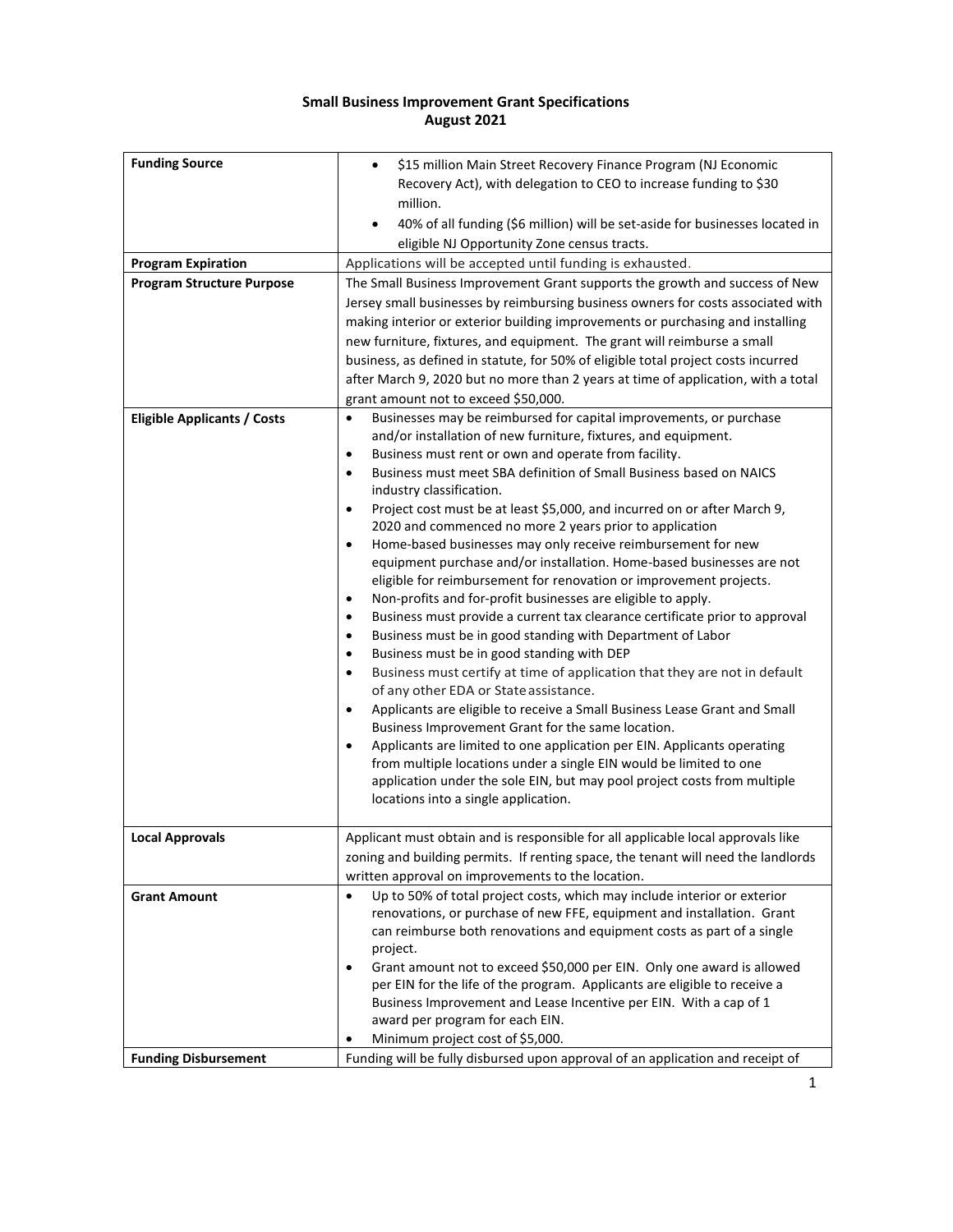**Small Business Improvement Grant Specifications**
**August 2021**

| | |
|---|---|
| **Funding Source** | • $15 million Main Street Recovery Finance Program (NJ Economic Recovery Act), with delegation to CEO to increase funding to $30 million.<br>• 40% of all funding ($6 million) will be set-aside for businesses located in eligible NJ Opportunity Zone census tracts. |
| **Program Expiration** | Applications will be accepted until funding is exhausted. |
| **Program Structure Purpose** | The Small Business Improvement Grant supports the growth and success of New Jersey small businesses by reimbursing business owners for costs associated with making interior or exterior building improvements or purchasing and installing new furniture, fixtures, and equipment. The grant will reimburse a small business, as defined in statute, for 50% of eligible total project costs incurred after March 9, 2020 but no more than 2 years at time of application, with a total grant amount not to exceed $50,000. |
| **Eligible Applicants / Costs** | • Businesses may be reimbursed for capital improvements, or purchase and/or installation of new furniture, fixtures, and equipment.<br>• Business must rent or own and operate from facility.<br>• Business must meet SBA definition of Small Business based on NAICS industry classification.<br>• Project cost must be at least $5,000, and incurred on or after March 9, 2020 and commenced no more 2 years prior to application<br>• Home-based businesses may only receive reimbursement for new equipment purchase and/or installation. Home-based businesses are not eligible for reimbursement for renovation or improvement projects.<br>• Non-profits and for-profit businesses are eligible to apply.<br>• Business must provide a current tax clearance certificate prior to approval<br>• Business must be in good standing with Department of Labor<br>• Business must be in good standing with DEP<br>• Business must certify at time of application that they are not in default of any other EDA or State assistance.<br>• Applicants are eligible to receive a Small Business Lease Grant and Small Business Improvement Grant for the same location.<br>• Applicants are limited to one application per EIN. Applicants operating from multiple locations under a single EIN would be limited to one application under the sole EIN, but may pool project costs from multiple locations into a single application. |
| **Local Approvals** | Applicant must obtain and is responsible for all applicable local approvals like zoning and building permits. If renting space, the tenant will need the landlords written approval on improvements to the location. |
| **Grant Amount** | • Up to 50% of total project costs, which may include interior or exterior renovations, or purchase of new FFE, equipment and installation. Grant can reimburse both renovations and equipment costs as part of a single project.<br>• Grant amount not to exceed $50,000 per EIN. Only one award is allowed per EIN for the life of the program. Applicants are eligible to receive a Business Improvement and Lease Incentive per EIN. With a cap of 1 award per program for each EIN.<br>• Minimum project cost of $5,000. |
| **Funding Disbursement** | Funding will be fully disbursed upon approval of an application and receipt of |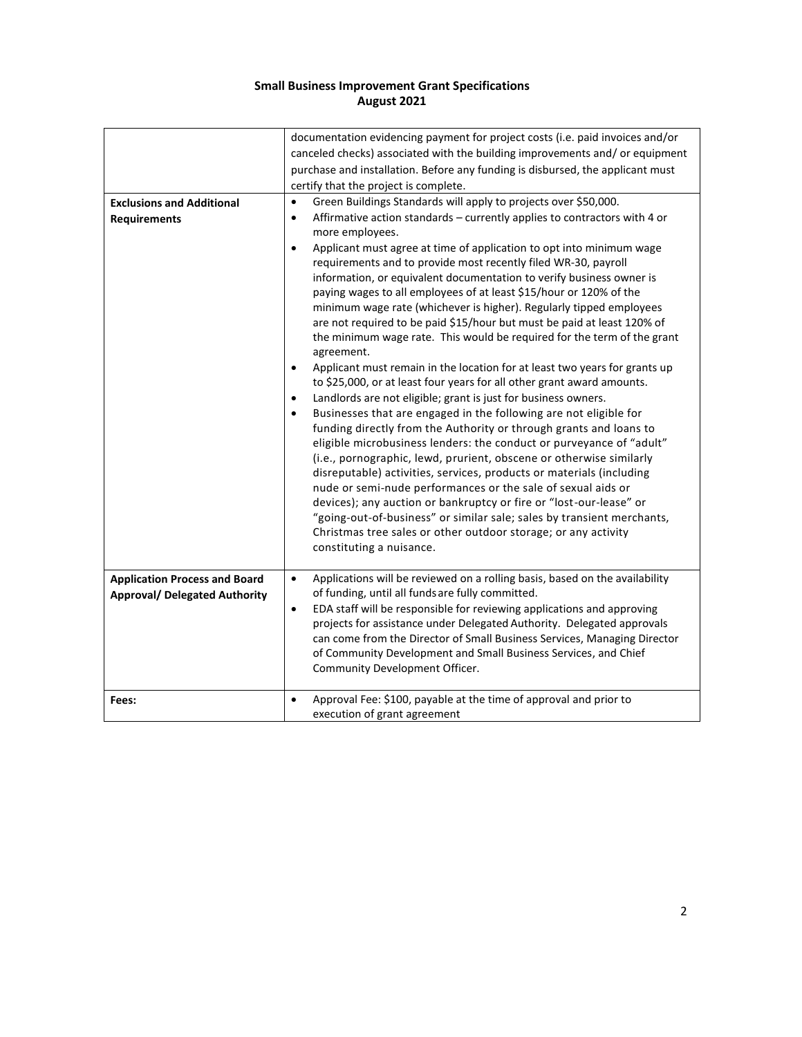**Small Business Improvement Grant Specifications**
**August 2021**

| | |
|---|---|
| | documentation evidencing payment for project costs (i.e. paid invoices and/or canceled checks) associated with the building improvements and/ or equipment purchase and installation. Before any funding is disbursed, the applicant must certify that the project is complete. |
| **Exclusions and Additional Requirements** | • Green Buildings Standards will apply to projects over $50,000.<br>• Affirmative action standards – currently applies to contractors with 4 or more employees.<br>• Applicant must agree at time of application to opt into minimum wage requirements and to provide most recently filed WR-30, payroll information, or equivalent documentation to verify business owner is paying wages to all employees of at least $15/hour or 120% of the minimum wage rate (whichever is higher). Regularly tipped employees are not required to be paid $15/hour but must be paid at least 120% of the minimum wage rate. This would be required for the term of the grant agreement.<br>• Applicant must remain in the location for at least two years for grants up to $25,000, or at least four years for all other grant award amounts.<br>• Landlords are not eligible; grant is just for business owners.<br>• Businesses that are engaged in the following are not eligible for funding directly from the Authority or through grants and loans to eligible microbusiness lenders: the conduct or purveyance of "adult" (i.e., pornographic, lewd, prurient, obscene or otherwise similarly disreputable) activities, services, products or materials (including nude or semi-nude performances or the sale of sexual aids or devices); any auction or bankruptcy or fire or "lost-our-lease" or "going-out-of-business" or similar sale; sales by transient merchants, Christmas tree sales or other outdoor storage; or any activity constituting a nuisance. |
| **Application Process and Board Approval/ Delegated Authority** | • Applications will be reviewed on a rolling basis, based on the availability of funding, until all funds are fully committed.<br>• EDA staff will be responsible for reviewing applications and approving projects for assistance under Delegated Authority. Delegated approvals can come from the Director of Small Business Services, Managing Director of Community Development and Small Business Services, and Chief Community Development Officer. |
| **Fees:** | • Approval Fee: $100, payable at the time of approval and prior to execution of grant agreement |